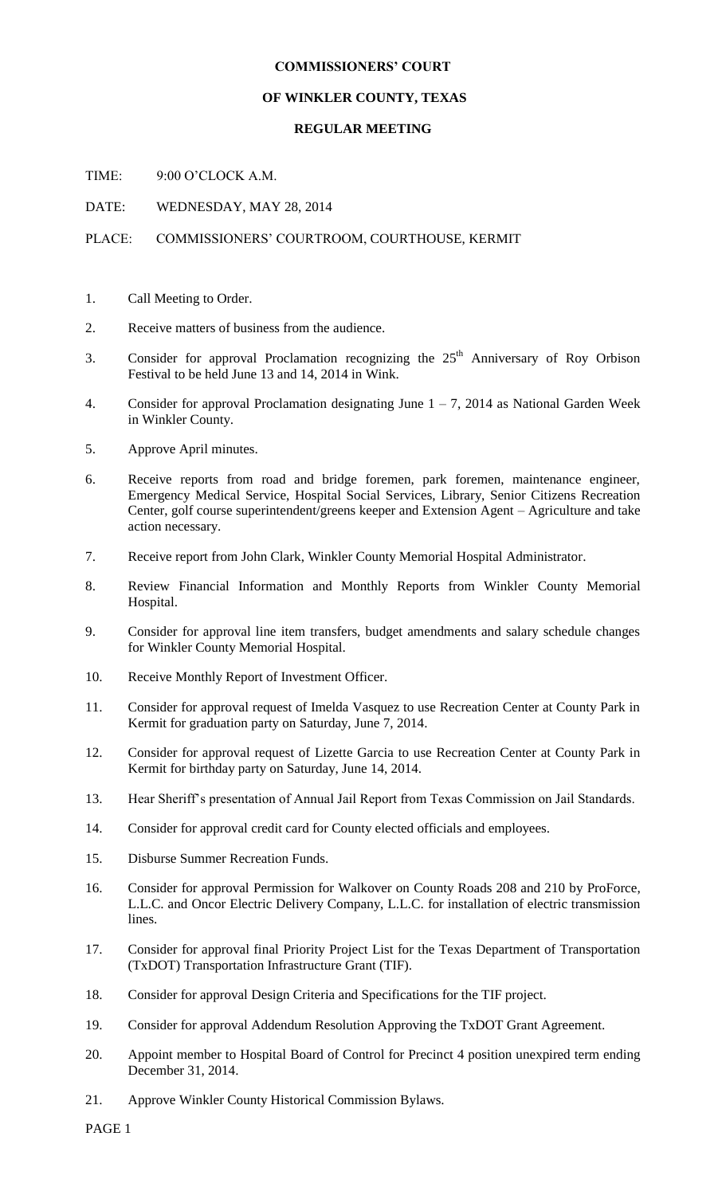**COMMISSIONERS' COURT**

**OF WINKLER COUNTY, TEXAS**

**REGULAR MEETING**

TIME: 9:00 O'CLOCK A.M.

DATE: WEDNESDAY, MAY 28, 2014

PLACE: COMMISSIONERS' COURTROOM, COURTHOUSE, KERMIT

1. Call Meeting to Order.
2. Receive matters of business from the audience.
3. Consider for approval Proclamation recognizing the 25th Anniversary of Roy Orbison Festival to be held June 13 and 14, 2014 in Wink.
4. Consider for approval Proclamation designating June 1 – 7, 2014 as National Garden Week in Winkler County.
5. Approve April minutes.
6. Receive reports from road and bridge foremen, park foremen, maintenance engineer, Emergency Medical Service, Hospital Social Services, Library, Senior Citizens Recreation Center, golf course superintendent/greens keeper and Extension Agent – Agriculture and take action necessary.
7. Receive report from John Clark, Winkler County Memorial Hospital Administrator.
8. Review Financial Information and Monthly Reports from Winkler County Memorial Hospital.
9. Consider for approval line item transfers, budget amendments and salary schedule changes for Winkler County Memorial Hospital.
10. Receive Monthly Report of Investment Officer.
11. Consider for approval request of Imelda Vasquez to use Recreation Center at County Park in Kermit for graduation party on Saturday, June 7, 2014.
12. Consider for approval request of Lizette Garcia to use Recreation Center at County Park in Kermit for birthday party on Saturday, June 14, 2014.
13. Hear Sheriff's presentation of Annual Jail Report from Texas Commission on Jail Standards.
14. Consider for approval credit card for County elected officials and employees.
15. Disburse Summer Recreation Funds.
16. Consider for approval Permission for Walkover on County Roads 208 and 210 by ProForce, L.L.C. and Oncor Electric Delivery Company, L.L.C. for installation of electric transmission lines.
17. Consider for approval final Priority Project List for the Texas Department of Transportation (TxDOT) Transportation Infrastructure Grant (TIF).
18. Consider for approval Design Criteria and Specifications for the TIF project.
19. Consider for approval Addendum Resolution Approving the TxDOT Grant Agreement.
20. Appoint member to Hospital Board of Control for Precinct 4 position unexpired term ending December 31, 2014.
21. Approve Winkler County Historical Commission Bylaws.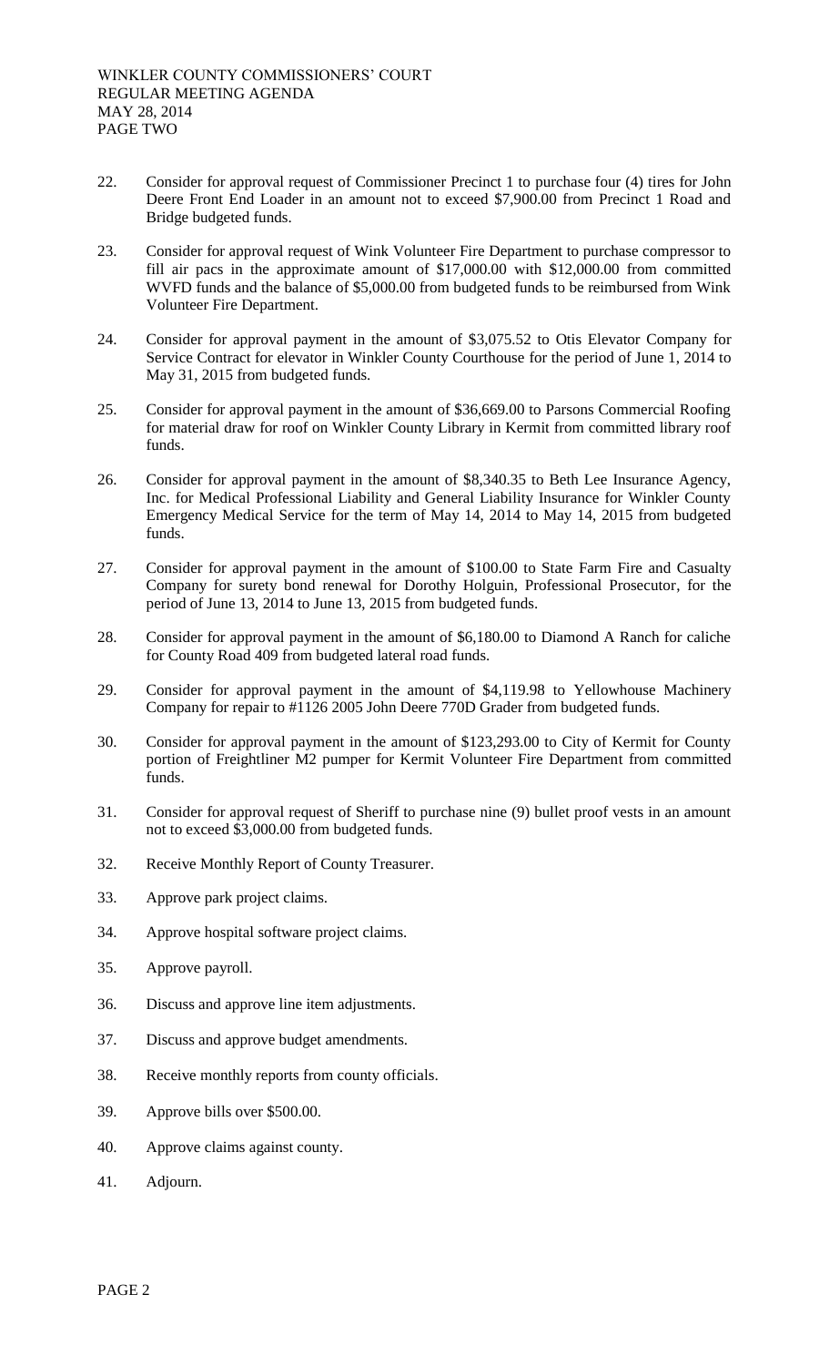22. Consider for approval request of Commissioner Precinct 1 to purchase four (4) tires for John Deere Front End Loader in an amount not to exceed $7,900.00 from Precinct 1 Road and Bridge budgeted funds.

23. Consider for approval request of Wink Volunteer Fire Department to purchase compressor to fill air pacs in the approximate amount of $17,000.00 with $12,000.00 from committed WVFD funds and the balance of $5,000.00 from budgeted funds to be reimbursed from Wink Volunteer Fire Department.

24. Consider for approval payment in the amount of $3,075.52 to Otis Elevator Company for Service Contract for elevator in Winkler County Courthouse for the period of June 1, 2014 to May 31, 2015 from budgeted funds.

25. Consider for approval payment in the amount of $36,669.00 to Parsons Commercial Roofing for material draw for roof on Winkler County Library in Kermit from committed library roof funds.

26. Consider for approval payment in the amount of $8,340.35 to Beth Lee Insurance Agency, Inc. for Medical Professional Liability and General Liability Insurance for Winkler County Emergency Medical Service for the term of May 14, 2014 to May 14, 2015 from budgeted funds.

27. Consider for approval payment in the amount of $100.00 to State Farm Fire and Casualty Company for surety bond renewal for Dorothy Holguin, Professional Prosecutor, for the period of June 13, 2014 to June 13, 2015 from budgeted funds.

28. Consider for approval payment in the amount of $6,180.00 to Diamond A Ranch for caliche for County Road 409 from budgeted lateral road funds.

29. Consider for approval payment in the amount of $4,119.98 to Yellowhouse Machinery Company for repair to #1126 2005 John Deere 770D Grader from budgeted funds.

30. Consider for approval payment in the amount of $123,293.00 to City of Kermit for County portion of Freightliner M2 pumper for Kermit Volunteer Fire Department from committed funds.

31. Consider for approval request of Sheriff to purchase nine (9) bullet proof vests in an amount not to exceed $3,000.00 from budgeted funds.

32. Receive Monthly Report of County Treasurer.

33. Approve park project claims.

34. Approve hospital software project claims.

35. Approve payroll.

36. Discuss and approve line item adjustments.

37. Discuss and approve budget amendments.

38. Receive monthly reports from county officials.

39. Approve bills over $500.00.

40. Approve claims against county.

41. Adjourn.